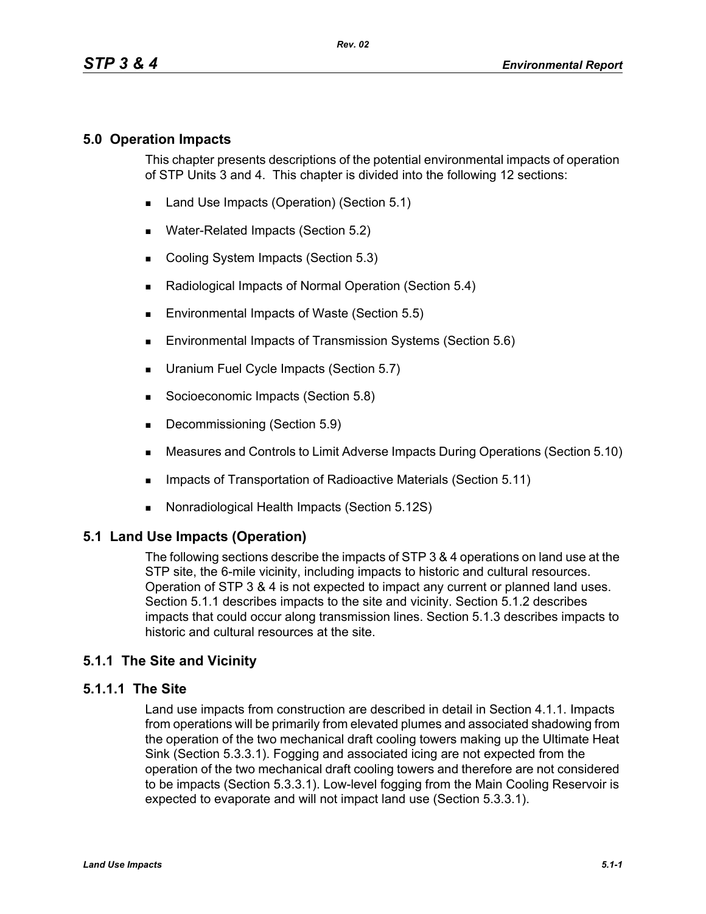# 5.0 Operation Impacts

This chapter presents descriptions of the potential environmental impacts of operation of STP Units 3 and 4. This chapter is divided into the following 12 sections:

- Land Use Impacts (Operation) (Section 5.1)
- Water-Related Impacts (Section 5.2)
- Cooling System Impacts (Section 5.3)
- Radiological Impacts of Normal Operation (Section 5.4)
- Environmental Impacts of Waste (Section 5.5)
- Environmental Impacts of Transmission Systems (Section 5.6)
- Uranium Fuel Cycle Impacts (Section 5.7)
- Socioeconomic Impacts (Section 5.8)
- Decommissioning (Section 5.9)
- Measures and Controls to Limit Adverse Impacts During Operations (Section 5.10)
- Impacts of Transportation of Radioactive Materials (Section 5.11)
- Nonradiological Health Impacts (Section 5.12S)

## 5.1 Land Use Impacts (Operation)

The following sections describe the impacts of STP 3 & 4 operations on land use at the STP site, the 6-mile vicinity, including impacts to historic and cultural resources. Operation of STP 3 & 4 is not expected to impact any current or planned land uses. Section 5.1.1 describes impacts to the site and vicinity. Section 5.1.2 describes impacts that could occur along transmission lines. Section 5.1.3 describes impacts to historic and cultural resources at the site.

## 5.1.1 The Site and Vicinity

### 5.1.1.1 The Site

Land use impacts from construction are described in detail in Section 4.1.1. Impacts from operations will be primarily from elevated plumes and associated shadowing from the operation of the two mechanical draft cooling towers making up the Ultimate Heat Sink (Section 5.3.3.1). Fogging and associated icing are not expected from the operation of the two mechanical draft cooling towers and therefore are not considered to be impacts (Section 5.3.3.1). Low-level fogging from the Main Cooling Reservoir is expected to evaporate and will not impact land use (Section 5.3.3.1).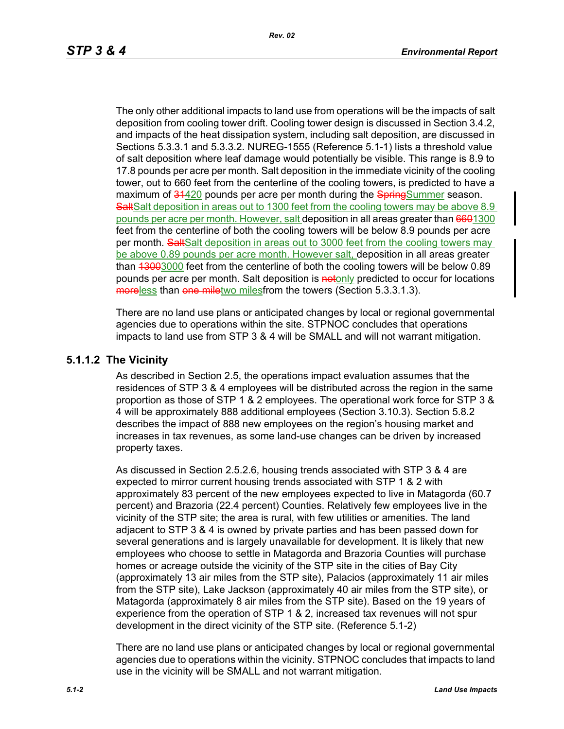The only other additional impacts to land use from operations will be the impacts of salt deposition from cooling tower drift. Cooling tower design is discussed in Section 3.4.2, and impacts of the heat dissipation system, including salt deposition, are discussed in Sections 5.3.3.1 and 5.3.3.2. NUREG-1555 (Reference 5.1-1) lists a threshold value of salt deposition where leaf damage would potentially be visible. This range is 8.9 to 17.8 pounds per acre per month. Salt deposition in the immediate vicinity of the cooling tower, out to 660 feet from the centerline of the cooling towers, is predicted to have a maximum of ~~31~~420 pounds per acre per month during the ~~Spring~~Summer season. ~~Salt~~Salt deposition in areas out to 1300 feet from the cooling towers may be above 8.9 pounds per acre per month. However, salt deposition in all areas greater than ~~660~~1300 feet from the centerline of both the cooling towers will be below 8.9 pounds per acre per month. ~~Salt~~Salt deposition in areas out to 3000 feet from the cooling towers may be above 0.89 pounds per acre month. However salt, deposition in all areas greater than ~~1300~~3000 feet from the centerline of both the cooling towers will be below 0.89 pounds per acre per month. Salt deposition is ~~not~~only predicted to occur for locations ~~more~~less than ~~one mile~~two milesfrom the towers (Section 5.3.3.1.3).

There are no land use plans or anticipated changes by local or regional governmental agencies due to operations within the site. STPNOC concludes that operations impacts to land use from STP 3 & 4 will be SMALL and will not warrant mitigation.

### 5.1.1.2 The Vicinity

As described in Section 2.5, the operations impact evaluation assumes that the residences of STP 3 & 4 employees will be distributed across the region in the same proportion as those of STP 1 & 2 employees. The operational work force for STP 3 & 4 will be approximately 888 additional employees (Section 3.10.3). Section 5.8.2 describes the impact of 888 new employees on the region's housing market and increases in tax revenues, as some land-use changes can be driven by increased property taxes.

As discussed in Section 2.5.2.6, housing trends associated with STP 3 & 4 are expected to mirror current housing trends associated with STP 1 & 2 with approximately 83 percent of the new employees expected to live in Matagorda (60.7 percent) and Brazoria (22.4 percent) Counties. Relatively few employees live in the vicinity of the STP site; the area is rural, with few utilities or amenities. The land adjacent to STP 3 & 4 is owned by private parties and has been passed down for several generations and is largely unavailable for development. It is likely that new employees who choose to settle in Matagorda and Brazoria Counties will purchase homes or acreage outside the vicinity of the STP site in the cities of Bay City (approximately 13 air miles from the STP site), Palacios (approximately 11 air miles from the STP site), Lake Jackson (approximately 40 air miles from the STP site), or Matagorda (approximately 8 air miles from the STP site). Based on the 19 years of experience from the operation of STP 1 & 2, increased tax revenues will not spur development in the direct vicinity of the STP site. (Reference 5.1-2)

There are no land use plans or anticipated changes by local or regional governmental agencies due to operations within the vicinity. STPNOC concludes that impacts to land use in the vicinity will be SMALL and not warrant mitigation.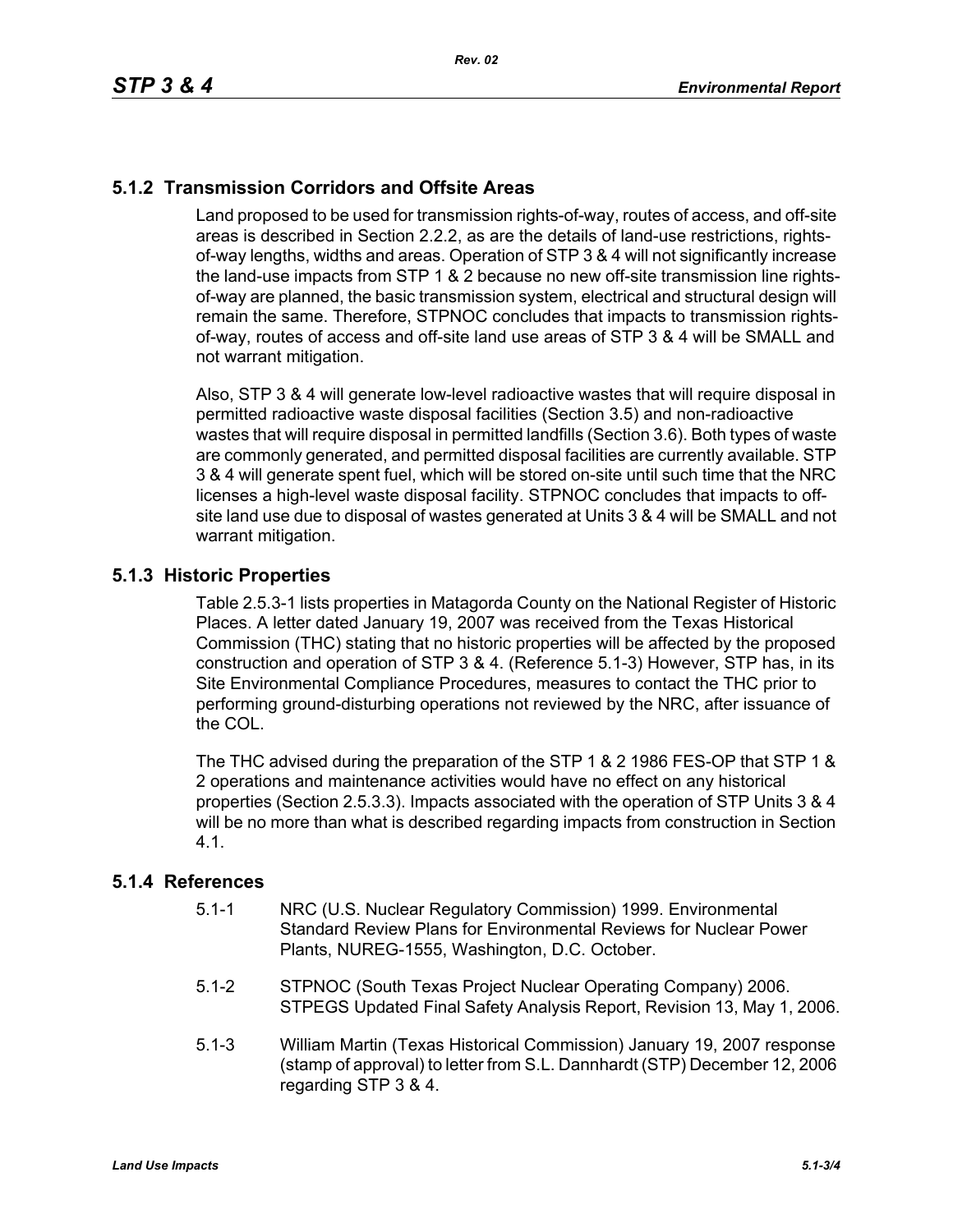## 5.1.2 Transmission Corridors and Offsite Areas

Land proposed to be used for transmission rights-of-way, routes of access, and off-site areas is described in Section 2.2.2, as are the details of land-use restrictions, rights-of-way lengths, widths and areas. Operation of STP 3 & 4 will not significantly increase the land-use impacts from STP 1 & 2 because no new off-site transmission line rights-of-way are planned, the basic transmission system, electrical and structural design will remain the same. Therefore, STPNOC concludes that impacts to transmission rights-of-way, routes of access and off-site land use areas of STP 3 & 4 will be SMALL and not warrant mitigation.

Also, STP 3 & 4 will generate low-level radioactive wastes that will require disposal in permitted radioactive waste disposal facilities (Section 3.5) and non-radioactive wastes that will require disposal in permitted landfills (Section 3.6). Both types of waste are commonly generated, and permitted disposal facilities are currently available. STP 3 & 4 will generate spent fuel, which will be stored on-site until such time that the NRC licenses a high-level waste disposal facility. STPNOC concludes that impacts to off-site land use due to disposal of wastes generated at Units 3 & 4 will be SMALL and not warrant mitigation.

## 5.1.3 Historic Properties

Table 2.5.3-1 lists properties in Matagorda County on the National Register of Historic Places. A letter dated January 19, 2007 was received from the Texas Historical Commission (THC) stating that no historic properties will be affected by the proposed construction and operation of STP 3 & 4. (Reference 5.1-3) However, STP has, in its Site Environmental Compliance Procedures, measures to contact the THC prior to performing ground-disturbing operations not reviewed by the NRC, after issuance of the COL.

The THC advised during the preparation of the STP 1 & 2 1986 FES-OP that STP 1 & 2 operations and maintenance activities would have no effect on any historical properties (Section 2.5.3.3). Impacts associated with the operation of STP Units 3 & 4 will be no more than what is described regarding impacts from construction in Section 4.1.

## 5.1.4 References

5.1-1 NRC (U.S. Nuclear Regulatory Commission) 1999. Environmental Standard Review Plans for Environmental Reviews for Nuclear Power Plants, NUREG-1555, Washington, D.C. October.

5.1-2 STPNOC (South Texas Project Nuclear Operating Company) 2006. STPEGS Updated Final Safety Analysis Report, Revision 13, May 1, 2006.

5.1-3 William Martin (Texas Historical Commission) January 19, 2007 response (stamp of approval) to letter from S.L. Dannhardt (STP) December 12, 2006 regarding STP 3 & 4.